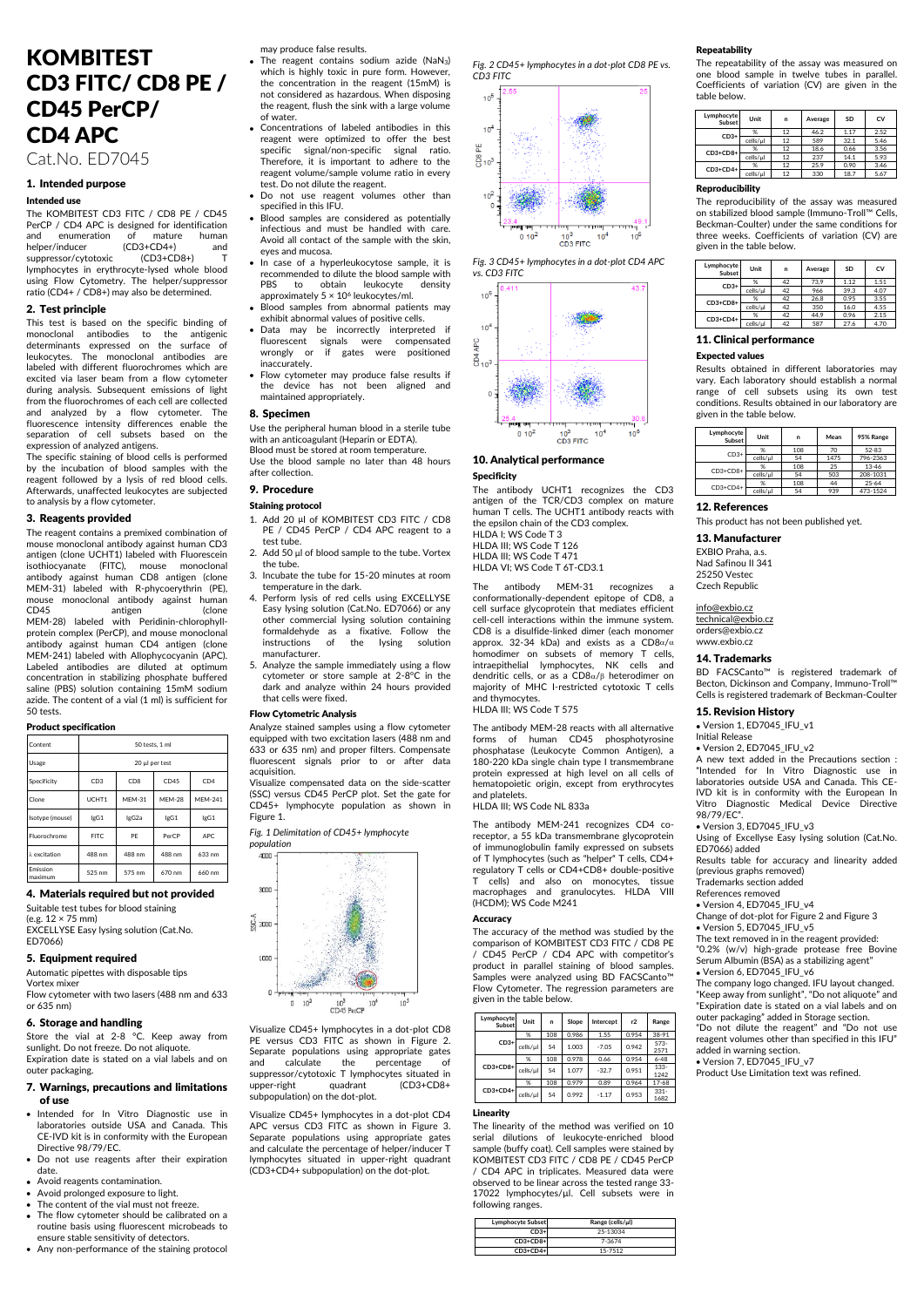# KOMBITEST CD3 FITC/ CD8 PE / CD45 PerCP/ CD4 APC

Cat.No. ED7045

## 1. Intended purpose

### Intended use

The KOMBITEST CD3 FITC / CD8 PE / CD45 PerCP / CD4 APC is designed for identification and enumeration of mature human helper/inducer (CD3+CD4+) and suppressor/cytotoxic (CD3+CD8+) T lymphocytes in erythrocyte-lysed whole blood using Flow Cytometry. The helper/suppressor ratio (CD4+ / CD8+) may also be determined.

## 2. Test principle

This test is based on the specific binding of monoclonal antibodies to the antigenic determinants expressed on the surface of leukocytes. The monoclonal antibodies are labeled with different fluorochromes which are excited via laser beam from a flow cytometer during analysis. Subsequent emissions of light from the fluorochromes of each cell are collected and analyzed by a flow cytometer. The fluorescence intensity differences enable the separation of cell subsets based on the expression of analyzed antigens.

The specific staining of blood cells is performed by the incubation of blood samples with the reagent followed by a lysis of red blood cells. Afterwards, unaffected leukocytes are subjected to analysis by a flow cytometer.

## 3. Reagents provided

The reagent contains a premixed combination of mouse monoclonal antibody against human CD3 antigen (clone UCHT1) labeled with Fluorescein isothiocyanate (FITC), mouse monoclonal antibody against human CD8 antigen (clone MEM-31) labeled with R-phycoerythrin (PE), mouse monoclonal antibody against human CD45 antigen (clone MEM-28) labeled with Peridinin-chlorophyll-protein complex (PerCP), and mouse monoclonal antibody against human CD4 antigen (clone MEM-241) labeled with Allophycocyanin (APC). Labeled antibodies are diluted at optimum concentration in stabilizing phosphate buffered saline (PBS) solution containing 15mM sodium azide. The content of a vial (1 ml) is sufficient for 50 tests.

### Product specification

| Content | 50 tests, 1 ml | | | |
|---|---|---|---|---|
| Usage | 20 µl per test | | | |
| Specificity | CD3 | CD8 | CD45 | CD4 |
| Clone | UCHT1 | MEM-31 | MEM-28 | MEM-241 |
| Isotype (mouse) | IgG1 | IgG2a | IgG1 | IgG1 |
| Fluorochrome | FITC | PE | PerCP | APC |
| λ excitation | 488 nm | 488 nm | 488 nm | 633 nm |
| Emission maximum | 525 nm | 575 nm | 670 nm | 660 nm |

## 4. Materials required but not provided

Suitable test tubes for blood staining (e.g. 12 × 75 mm)

EXCELLYSE Easy lysing solution (Cat.No. ED7066)

## 5. Equipment required

Automatic pipettes with disposable tips

Vortex mixer

Flow cytometer with two lasers (488 nm and 633 or 635 nm)

## 6. Storage and handling

Store the vial at 2-8 °C. Keep away from sunlight. Do not freeze. Do not aliquote. Expiration date is stated on a vial labels and on outer packaging.

## 7. Warnings, precautions and limitations of use

- Intended for In Vitro Diagnostic use in laboratories outside USA and Canada. This CE-IVD kit is in conformity with the European Directive 98/79/EC.
- Do not use reagents after their expiration date.
- Avoid reagents contamination.
- Avoid prolonged exposure to light.
- The content of the vial must not freeze.
- The flow cytometer should be calibrated on a routine basis using fluorescent microbeads to ensure stable sensitivity of detectors.
- Any non-performance of the staining protocol may produce false results.
- The reagent contains sodium azide ($NaN_3$) which is highly toxic in pure form. However, the concentration in the reagent (15mM) is not considered as hazardous. When disposing the reagent, flush the sink with a large volume of water.
- Concentrations of labeled antibodies in this reagent were optimized to offer the best specific signal/non-specific signal ratio. Therefore, it is important to adhere to the reagent volume/sample volume ratio in every test. Do not dilute the reagent.
- Do not use reagent volumes other than specified in this IFU.
- Blood samples are considered as potentially infectious and must be handled with care. Avoid all contact of the sample with the skin, eyes and mucosa.
- In case of a hyperleukocytose sample, it is recommended to dilute the blood sample with PBS to obtain leukocyte density approximately $5 \times 10^6$ leukocytes/ml.
- Blood samples from abnormal patients may exhibit abnormal values of positive cells.
- Data may be incorrectly interpreted if fluorescent signals were compensated wrongly or if gates were positioned inaccurately.
- Flow cytometer may produce false results if the device has not been aligned and maintained appropriately.

## 8. Specimen

Use the peripheral human blood in a sterile tube with an anticoagulant (Heparin or EDTA).

Blood must be stored at room temperature.

Use the blood sample no later than 48 hours after collection.

## 9. Procedure

### Staining protocol

1. Add 20 µl of KOMBITEST CD3 FITC / CD8 PE / CD45 PerCP / CD4 APC reagent to a test tube.
2. Add 50 µl of blood sample to the tube. Vortex the tube.
3. Incubate the tube for 15-20 minutes at room temperature in the dark.
4. Perform lysis of red cells using EXCELLYSE Easy lysing solution (Cat.No. ED7066) or any other commercial lysing solution containing formaldehyde as a fixative. Follow the instructions of the lysing solution manufacturer.
5. Analyze the sample immediately using a flow cytometer or store sample at 2-8°C in the dark and analyze within 24 hours provided that cells were fixed.

### Flow Cytometric Analysis

Analyze stained samples using a flow cytometer equipped with two excitation lasers (488 nm and 633 or 635 nm) and proper filters. Compensate fluorescent signals prior to or after data acquisition.

Visualize compensated data on the side-scatter (SSC) versus CD45 PerCP plot. Set the gate for CD45+ lymphocyte population as shown in Figure 1.

*Fig. 1 Delimitation of CD45+ lymphocyte population*

Visualize CD45+ lymphocytes in a dot-plot CD8 PE versus CD3 FITC as shown in Figure 2. Separate populations using appropriate gates and calculate the percentage of suppressor/cytotoxic T lymphocytes situated in upper-right quadrant (CD3+CD8+ subpopulation) on the dot-plot.

Visualize CD45+ lymphocytes in a dot-plot CD4 APC versus CD3 FITC as shown in Figure 3. Separate populations using appropriate gates and calculate the percentage of helper/inducer T lymphocytes situated in upper-right quadrant (CD3+CD4+ subpopulation) on the dot-plot.

*Fig. 2 CD45+ lymphocytes in a dot-plot CD8 PE vs. CD3 FITC*

*Fig. 3 CD45+ lymphocytes in a dot-plot CD4 APC vs. CD3 FITC*

## 10. Analytical performance

### Specificity

The antibody UCHT1 recognizes the CD3 antigen of the TCR/CD3 complex on mature human T cells. The UCHT1 antibody reacts with the epsilon chain of the CD3 complex.

HLDA I; WS Code T 3

HLDA III; WS Code T 126

HLDA III; WS Code T 471

HLDA VI; WS Code T 6T-CD3.1

The antibody MEM-31 recognizes a conformationally-dependent epitope of CD8, a cell surface glycoprotein that mediates efficient cell-cell interactions within the immune system. CD8 is a disulfide-linked dimer (each monomer approx. 32-34 kDa) and exists as a CD8α/α homodimer on subsets of memory T cells, intraepithelial lymphocytes, NK cells and dendritic cells, or as a CD8α/β heterodimer on majority of MHC I-restricted cytotoxic T cells and thymocytes.

HLDA III; WS Code T 575

The antibody MEM-28 reacts with all alternative forms of human CD45 phosphotyrosine phosphatase (Leukocyte Common Antigen), a 180-220 kDa single chain type I transmembrane protein expressed at high level on all cells of hematopoietic origin, except from erythrocytes and platelets.

HLDA III; WS Code NL 833a

The antibody MEM-241 recognizes CD4 co-receptor, a 55 kDa transmembrane glycoprotein of immunoglobulin family expressed on subsets of T lymphocytes (such as "helper" T cells, CD4+ regulatory T cells or CD4+CD8+ double-positive T cells) and also on monocytes, tissue macrophages and granulocytes. HLDA VIII (HCDM); WS Code M241

### Accuracy

The accuracy of the method was studied by the comparison of KOMBITEST CD3 FITC / CD8 PE / CD45 PerCP / CD4 APC with competitor's product in parallel staining of blood samples. Samples were analyzed using BD FACSCanto™ Flow Cytometer. The regression parameters are given in the table below.

| Lymphocyte Subset | Unit | n | Slope | Intercept | r2 | Range |
|---|---|---|---|---|---|---|
| CD3+ | % | 108 | 0.986 | 1.55 | 0.954 | 38-91 |
| | cells/µl | 54 | 1.003 | -7.05 | 0.942 | 573-2571 |
| CD3+CD8+ | % | 108 | 0.978 | 0.66 | 0.954 | 6-48 |
| | cells/µl | 54 | 1.077 | -32.7 | 0.951 | 133-1242 |
| CD3+CD4+ | % | 108 | 0.979 | 0.89 | 0.964 | 17-68 |
| | cells/µl | 54 | 0.992 | -1.17 | 0.953 | 331-1682 |

### Linearity

The linearity of the method was verified on 10 serial dilutions of leukocyte-enriched blood sample (buffy coat). Cell samples were stained by KOMBITEST CD3 FITC / CD8 PE / CD45 PerCP / CD4 APC in triplicates. Measured data were observed to be linear across the tested range 33-17022 lymphocytes/µl. Cell subsets were in following ranges.

| Lymphocyte Subset | Range (cells/µl) |
|---|---|
| CD3+ | 25-13034 |
| CD3+CD8+ | 7-3674 |
| CD3+CD4+ | 15-7512 |

### Repeatability

The repeatability of the assay was measured on one blood sample in twelve tubes in parallel. Coefficients of variation (CV) are given in the table below.

| Lymphocyte Subset | Unit | n | Average | SD | CV |
|---|---|---|---|---|---|
| CD3+ | % | 12 | 46.2 | 1.17 | 2.52 |
| | cells/µl | 12 | 589 | 32.1 | 5.46 |
| CD3+CD8+ | % | 12 | 18.6 | 0.66 | 3.56 |
| | cells/µl | 12 | 237 | 14.1 | 5.93 |
| CD3+CD4+ | % | 12 | 25.9 | 0.90 | 3.46 |
| | cells/µl | 12 | 330 | 18.7 | 5.67 |

### Reproducibility

The reproducibility of the assay was measured on stabilized blood sample (Immuno-Troll™ Cells, Beckman-Coulter) under the same conditions for three weeks. Coefficients of variation (CV) are given in the table below.

| Lymphocyte Subset | Unit | n | Average | SD | CV |
|---|---|---|---|---|---|
| CD3+ | % | 42 | 73.9 | 1.12 | 1.51 |
| | cells/µl | 42 | 966 | 39.3 | 4.07 |
| CD3+CD8+ | % | 42 | 26.8 | 0.95 | 3.55 |
| | cells/µl | 42 | 350 | 16.0 | 4.55 |
| CD3+CD4+ | % | 42 | 44.9 | 0.96 | 2.15 |
| | cells/µl | 42 | 587 | 27.6 | 4.70 |

## 11. Clinical performance

### Expected values

Results obtained in different laboratories may vary. Each laboratory should establish a normal range of cell subsets using its own test conditions. Results obtained in our laboratory are given in the table below.

| Lymphocyte Subset | Unit | n | Mean | 95% Range |
|---|---|---|---|---|
| CD3+ | % | 108 | 70 | 52-83 |
| | cells/µl | 54 | 1475 | 796-2363 |
| CD3+CD8+ | % | 108 | 25 | 13-46 |
| | cells/µl | 54 | 503 | 208-1031 |
| CD3+CD4+ | % | 108 | 44 | 25-64 |
| | cells/µl | 54 | 939 | 473-1524 |

## 12. References

This product has not been published yet.

## 13. Manufacturer

EXBIO Praha, a.s.
Nad Safinou II 341
25250 Vestec
Czech Republic

info@exbio.cz
technical@exbio.cz
orders@exbio.cz
www.exbio.cz

## 14. Trademarks

BD FACSCanto™ is registered trademark of Becton, Dickinson and Company, Immuno-Troll™ Cells is registered trademark of Beckman-Coulter

## 15. Revision History

- Version 1, ED7045_IFU_v1

Initial Release

- Version 2, ED7045_IFU_v2

A new text added in the Precautions section : "Intended for In Vitro Diagnostic use in laboratories outside USA and Canada. This CE-IVD kit is in conformity with the European In Vitro Diagnostic Medical Device Directive 98/79/EC".

- Version 3, ED7045_IFU_v3

Using of Excellyse Easy lysing solution (Cat.No. ED7066) added

Results table for accuracy and linearity added (previous graphs removed)

Trademarks section added

References removed

- Version 4, ED7045_IFU_v4

Change of dot-plot for Figure 2 and Figure 3

- Version 5, ED7045_IFU_v5

The text removed in the reagent provided: "0.2% (w/v) high-grade protease free Bovine Serum Albumin (BSA) as a stabilizing agent"

- Version 6, ED7045_IFU_v6

The company logo changed. IFU layout changed. "Keep away from sunlight", "Do not aliquote" and "Expiration date is stated on a vial labels and on outer packaging" added in Storage section.

"Do not dilute the reagent" and "Do not use reagent volumes other than specified in this IFU" added in warning section.

- Version 7, ED7045_IFU_v7

Product Use Limitation text was refined.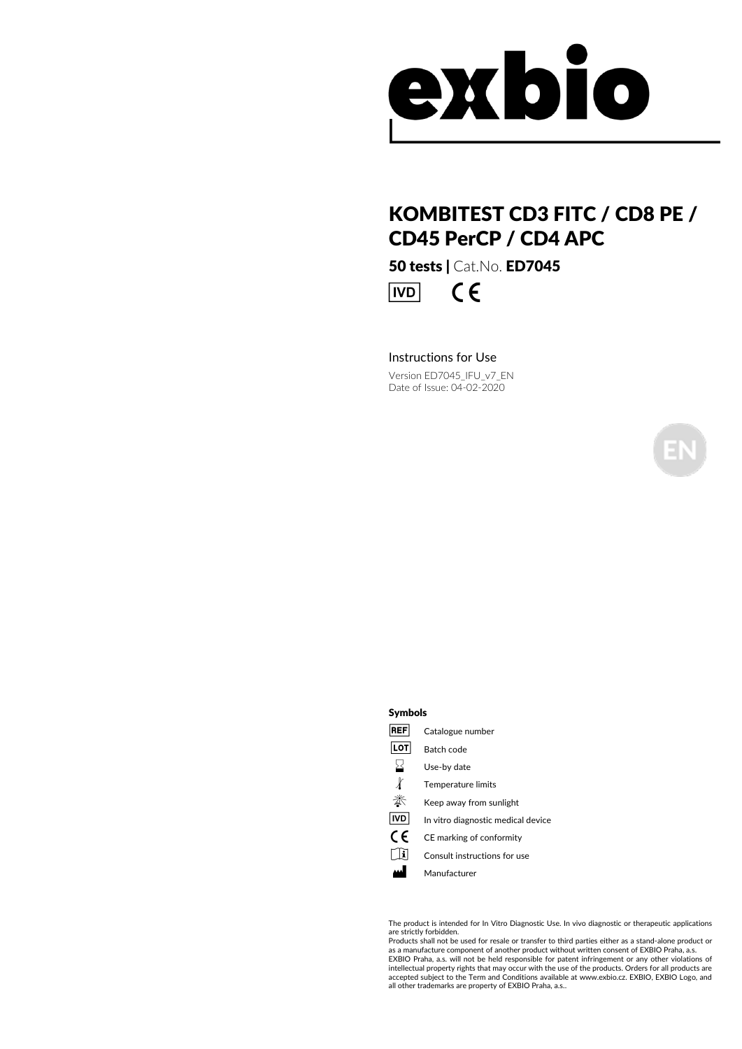exbio

# KOMBITEST CD3 FITC / CD8 PE / CD45 PerCP / CD4 APC

**50 tests |** Cat.No. **ED7045**

IVD CE

Instructions for Use

Version ED7045_IFU_v7_EN
Date of Issue: 04-02-2020

EN

### Symbols

| | |
|---|---|
| REF | Catalogue number |
| LOT | Batch code |
| | Use-by date |
| | Temperature limits |
| | Keep away from sunlight |
| IVD | In vitro diagnostic medical device |
| CE | CE marking of conformity |
| | Consult instructions for use |
| | Manufacturer |

The product is intended for In Vitro Diagnostic Use. In vivo diagnostic or therapeutic applications are strictly forbidden.
Products shall not be used for resale or transfer to third parties either as a stand-alone product or as a manufacture component of another product without written consent of EXBIO Praha, a.s.
EXBIO Praha, a.s. will not be held responsible for patent infringement or any other violations of intellectual property rights that may occur with the use of the products. Orders for all products are accepted subject to the Term and Conditions available at www.exbio.cz. EXBIO, EXBIO Logo, and all other trademarks are property of EXBIO Praha, a.s..